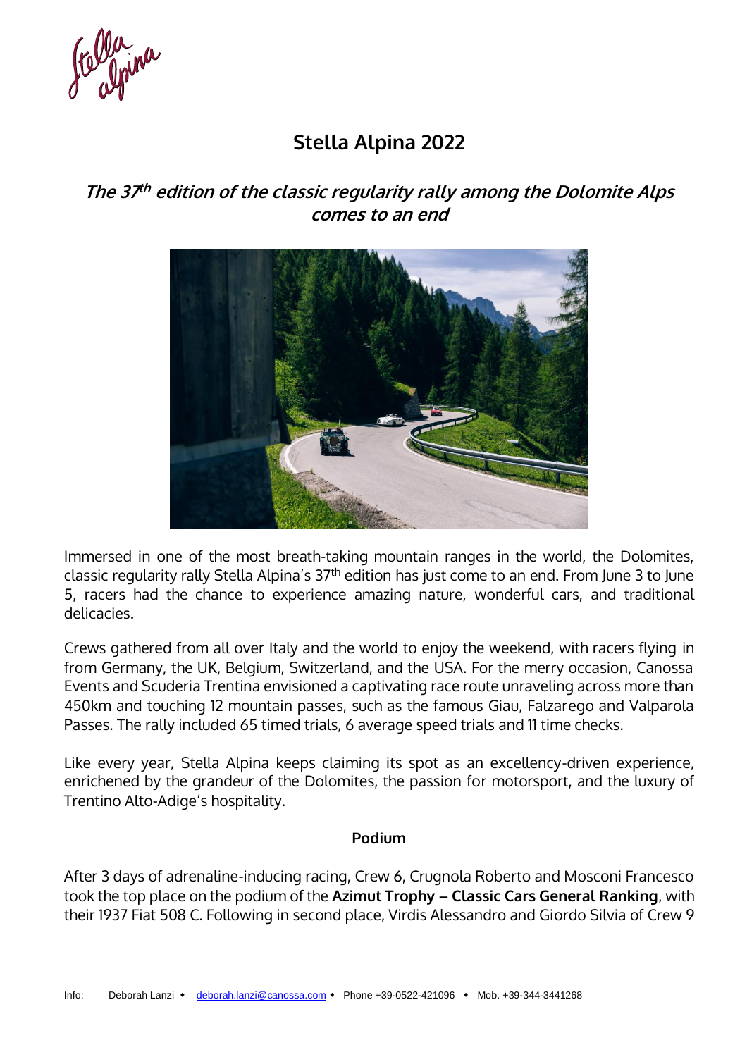# Stella Alpina 2022

## *The 37th edition of the classic regularity rally among the Dolomite Alps comes to an end*

Immersed in one of the most breath-taking mountain ranges in the world, the Dolomites, classic regularity rally Stella Alpina's 37th edition has just come to an end. From June 3 to June 5, racers had the chance to experience amazing nature, wonderful cars, and traditional delicacies.

Crews gathered from all over Italy and the world to enjoy the weekend, with racers flying in from Germany, the UK, Belgium, Switzerland, and the USA. For the merry occasion, Canossa Events and Scuderia Trentina envisioned a captivating race route unraveling across more than 450km and touching 12 mountain passes, such as the famous Giau, Falzarego and Valparola Passes. The rally included 65 timed trials, 6 average speed trials and 11 time checks.

Like every year, Stella Alpina keeps claiming its spot as an excellency-driven experience, enrichened by the grandeur of the Dolomites, the passion for motorsport, and the luxury of Trentino Alto-Adige's hospitality.

### Podium

After 3 days of adrenaline-inducing racing, Crew 6, Crugnola Roberto and Mosconi Francesco took the top place on the podium of the **Azimut Trophy – Classic Cars General Ranking**, with their 1937 Fiat 508 C. Following in second place, Virdis Alessandro and Giordo Silvia of Crew 9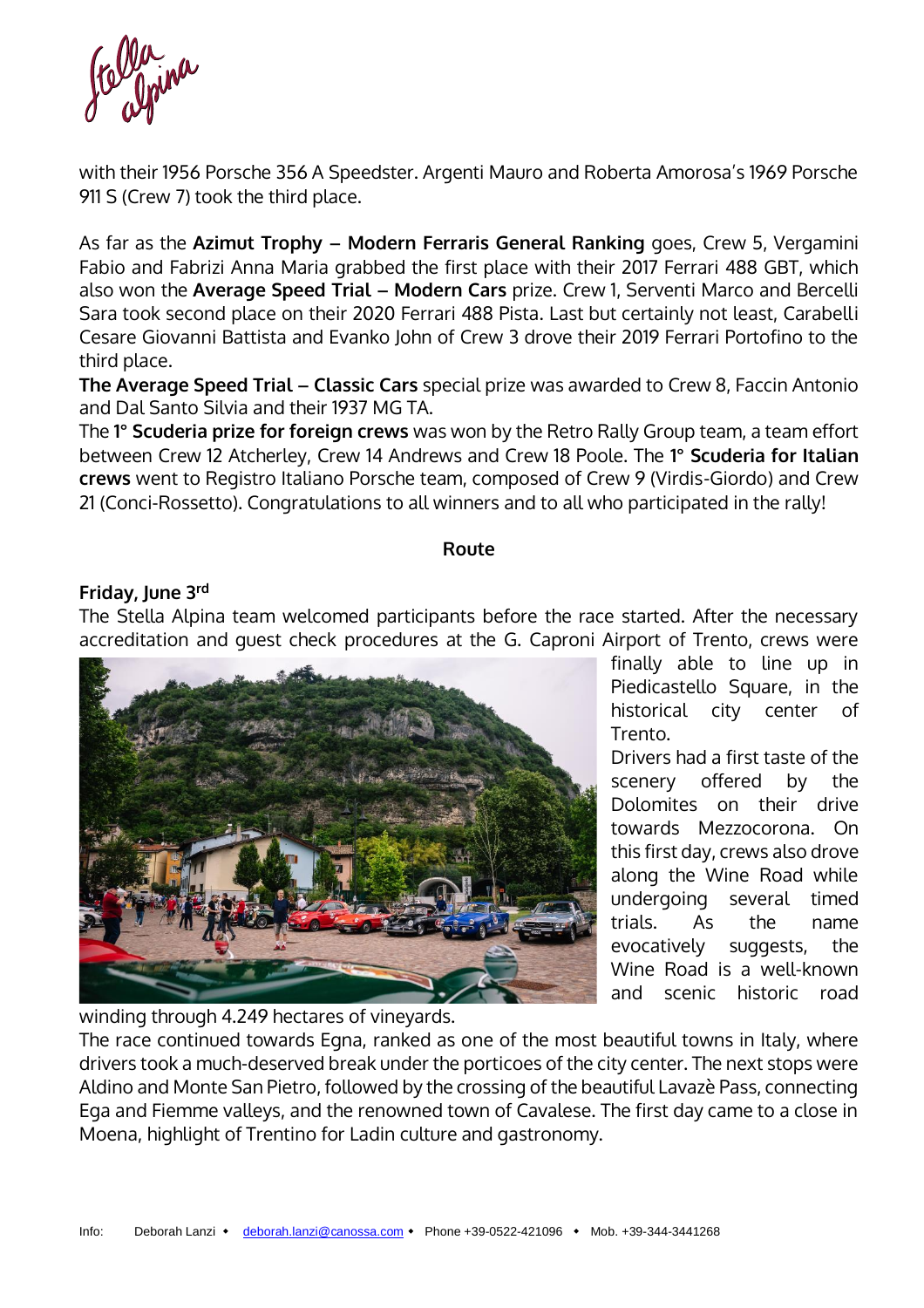with their 1956 Porsche 356 A Speedster. Argenti Mauro and Roberta Amorosa's 1969 Porsche 911 S (Crew 7) took the third place.

As far as the **Azimut Trophy – Modern Ferraris General Ranking** goes, Crew 5, Vergamini Fabio and Fabrizi Anna Maria grabbed the first place with their 2017 Ferrari 488 GBT, which also won the **Average Speed Trial – Modern Cars** prize. Crew 1, Serventi Marco and Bercelli Sara took second place on their 2020 Ferrari 488 Pista. Last but certainly not least, Carabelli Cesare Giovanni Battista and Evanko John of Crew 3 drove their 2019 Ferrari Portofino to the third place.

**The Average Speed Trial – Classic Cars** special prize was awarded to Crew 8, Faccin Antonio and Dal Santo Silvia and their 1937 MG TA.

The **1° Scuderia prize for foreign crews** was won by the Retro Rally Group team, a team effort between Crew 12 Atcherley, Crew 14 Andrews and Crew 18 Poole. The **1° Scuderia for Italian crews** went to Registro Italiano Porsche team, composed of Crew 9 (Virdis-Giordo) and Crew 21 (Conci-Rossetto). Congratulations to all winners and to all who participated in the rally!

## Route

### Friday, June 3rd

The Stella Alpina team welcomed participants before the race started. After the necessary accreditation and guest check procedures at the G. Caproni Airport of Trento, crews were finally able to line up in Piedicastello Square, in the historical city center of Trento.

Drivers had a first taste of the scenery offered by the Dolomites on their drive towards Mezzocorona. On this first day, crews also drove along the Wine Road while undergoing several timed trials. As the name evocatively suggests, the Wine Road is a well-known and scenic historic road winding through 4.249 hectares of vineyards.

The race continued towards Egna, ranked as one of the most beautiful towns in Italy, where drivers took a much-deserved break under the porticoes of the city center. The next stops were Aldino and Monte San Pietro, followed by the crossing of the beautiful Lavazè Pass, connecting Ega and Fiemme valleys, and the renowned town of Cavalese. The first day came to a close in Moena, highlight of Trentino for Ladin culture and gastronomy.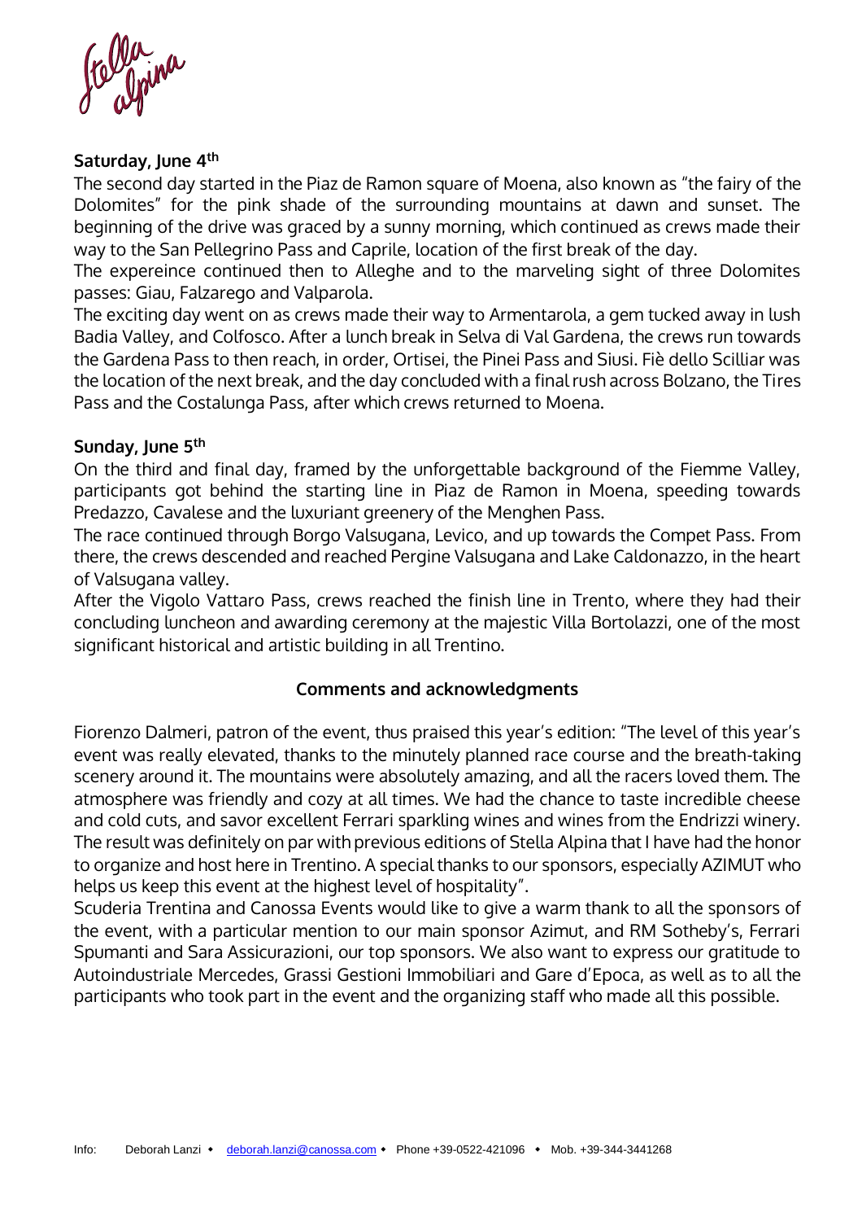### Saturday, June 4th

The second day started in the Piaz de Ramon square of Moena, also known as "the fairy of the Dolomites" for the pink shade of the surrounding mountains at dawn and sunset. The beginning of the drive was graced by a sunny morning, which continued as crews made their way to the San Pellegrino Pass and Caprile, location of the first break of the day.

The expereince continued then to Alleghe and to the marveling sight of three Dolomites passes: Giau, Falzarego and Valparola.

The exciting day went on as crews made their way to Armentarola, a gem tucked away in lush Badia Valley, and Colfosco. After a lunch break in Selva di Val Gardena, the crews run towards the Gardena Pass to then reach, in order, Ortisei, the Pinei Pass and Siusi. Fiè dello Scilliar was the location of the next break, and the day concluded with a final rush across Bolzano, the Tires Pass and the Costalunga Pass, after which crews returned to Moena.

### Sunday, June 5th

On the third and final day, framed by the unforgettable background of the Fiemme Valley, participants got behind the starting line in Piaz de Ramon in Moena, speeding towards Predazzo, Cavalese and the luxuriant greenery of the Menghen Pass.

The race continued through Borgo Valsugana, Levico, and up towards the Compet Pass. From there, the crews descended and reached Pergine Valsugana and Lake Caldonazzo, in the heart of Valsugana valley.

After the Vigolo Vattaro Pass, crews reached the finish line in Trento, where they had their concluding luncheon and awarding ceremony at the majestic Villa Bortolazzi, one of the most significant historical and artistic building in all Trentino.

## Comments and acknowledgments

Fiorenzo Dalmeri, patron of the event, thus praised this year's edition: "The level of this year's event was really elevated, thanks to the minutely planned race course and the breath-taking scenery around it. The mountains were absolutely amazing, and all the racers loved them. The atmosphere was friendly and cozy at all times. We had the chance to taste incredible cheese and cold cuts, and savor excellent Ferrari sparkling wines and wines from the Endrizzi winery. The result was definitely on par with previous editions of Stella Alpina that I have had the honor to organize and host here in Trentino. A special thanks to our sponsors, especially AZIMUT who helps us keep this event at the highest level of hospitality".

Scuderia Trentina and Canossa Events would like to give a warm thank to all the sponsors of the event, with a particular mention to our main sponsor Azimut, and RM Sotheby's, Ferrari Spumanti and Sara Assicurazioni, our top sponsors. We also want to express our gratitude to Autoindustriale Mercedes, Grassi Gestioni Immobiliari and Gare d'Epoca, as well as to all the participants who took part in the event and the organizing staff who made all this possible.

Info: Deborah Lanzi • deborah.lanzi@canossa.com • Phone +39-0522-421096 • Mob. +39-344-3441268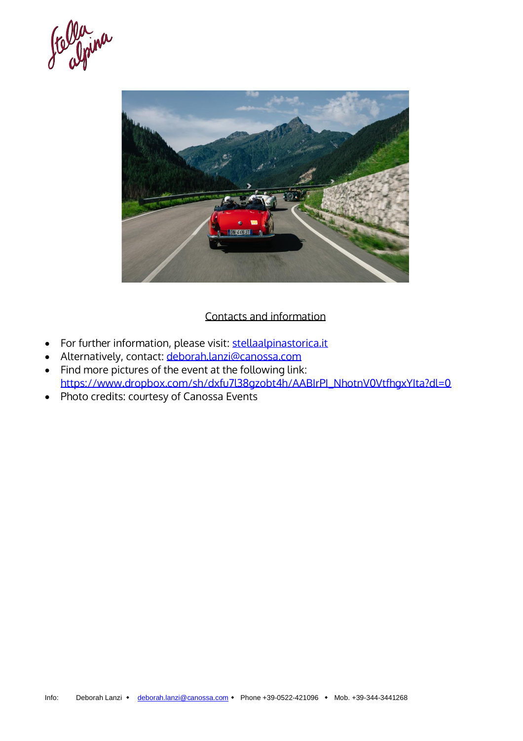Contacts and information

- For further information, please visit: stellaalpinastorica.it
- Alternatively, contact: deborah.lanzi@canossa.com
- Find more pictures of the event at the following link: https://www.dropbox.com/sh/dxfu7l38gzobt4h/AABIrPI_NhotnV0VtfhgxYIta?dl=0
- Photo credits: courtesy of Canossa Events